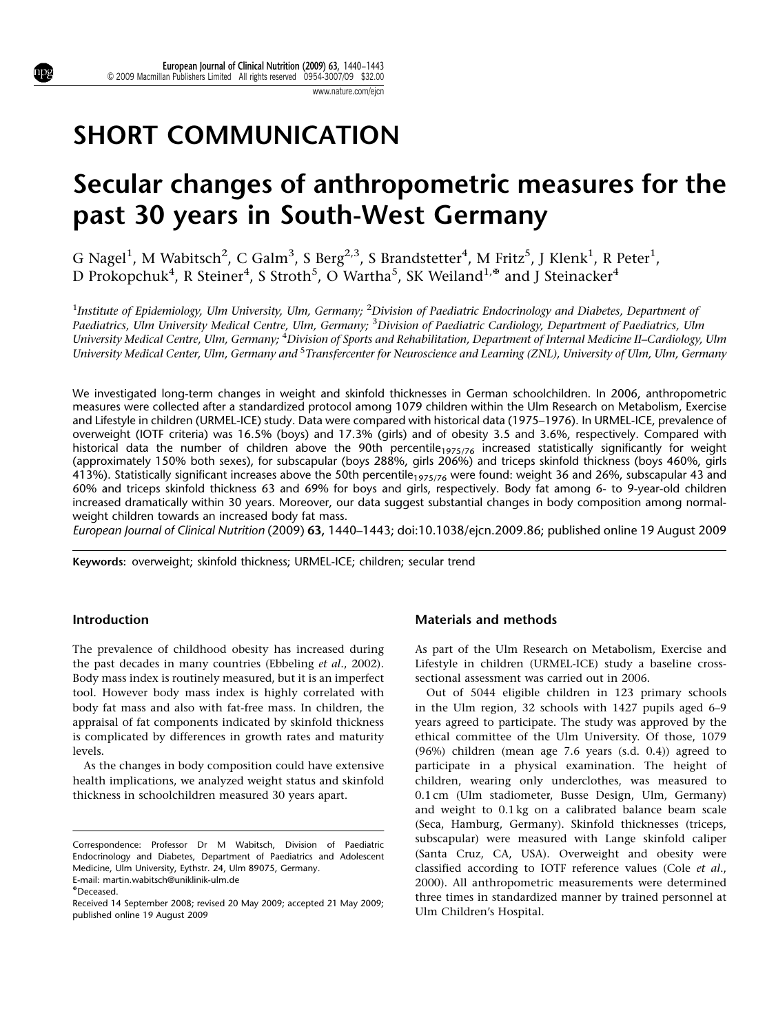SHORT COMMUNICATION

# Secular changes of anthropometric measures for the past 30 years in South-West Germany

G Nagel[1], M Wabitsch[2], C Galm[3], S Berg[2,3], S Brandstetter[4], M Fritz[5], J Klenk[1], R Peter[1], D Prokopchuk[4], R Steiner[4], S Stroth[5], O Wartha[5], SK Weiland[1,*] and J Steinacker[4]

[1]*Institute of Epidemiology, Ulm University, Ulm, Germany;* [2]*Division of Paediatric Endocrinology and Diabetes, Department of Paediatrics, Ulm University Medical Centre, Ulm, Germany;* [3]*Division of Paediatric Cardiology, Department of Paediatrics, Ulm University Medical Centre, Ulm, Germany;* [4]*Division of Sports and Rehabilitation, Department of Internal Medicine II–Cardiology, Ulm University Medical Center, Ulm, Germany and* [5]*Transfercenter for Neuroscience and Learning (ZNL), University of Ulm, Ulm, Germany*

We investigated long-term changes in weight and skinfold thicknesses in German schoolchildren. In 2006, anthropometric measures were collected after a standardized protocol among 1079 children within the Ulm Research on Metabolism, Exercise and Lifestyle in children (URMEL-ICE) study. Data were compared with historical data (1975–1976). In URMEL-ICE, prevalence of overweight (IOTF criteria) was 16.5% (boys) and 17.3% (girls) and of obesity 3.5 and 3.6%, respectively. Compared with historical data the number of children above the 90th percentile$_{1975/76}$ increased statistically significantly for weight (approximately 150% both sexes), for subscapular (boys 288%, girls 206%) and triceps skinfold thickness (boys 460%, girls 413%). Statistically significant increases above the 50th percentile$_{1975/76}$ were found: weight 36 and 26%, subscapular 43 and 60% and triceps skinfold thickness 63 and 69% for boys and girls, respectively. Body fat among 6- to 9-year-old children increased dramatically within 30 years. Moreover, our data suggest substantial changes in body composition among normal-weight children towards an increased body fat mass.

*European Journal of Clinical Nutrition* (2009) **63**, 1440–1443; doi:10.1038/ejcn.2009.86; published online 19 August 2009

**Keywords:** overweight; skinfold thickness; URMEL-ICE; children; secular trend

## Introduction

The prevalence of childhood obesity has increased during the past decades in many countries (Ebbeling *et al.*, 2002). Body mass index is routinely measured, but it is an imperfect tool. However body mass index is highly correlated with body fat mass and also with fat-free mass. In children, the appraisal of fat components indicated by skinfold thickness is complicated by differences in growth rates and maturity levels.

As the changes in body composition could have extensive health implications, we analyzed weight status and skinfold thickness in schoolchildren measured 30 years apart.

## Materials and methods

As part of the Ulm Research on Metabolism, Exercise and Lifestyle in children (URMEL-ICE) study a baseline cross-sectional assessment was carried out in 2006.

Out of 5044 eligible children in 123 primary schools in the Ulm region, 32 schools with 1427 pupils aged 6–9 years agreed to participate. The study was approved by the ethical committee of the Ulm University. Of those, 1079 (96%) children (mean age 7.6 years (s.d. 0.4)) agreed to participate in a physical examination. The height of children, wearing only underclothes, was measured to 0.1 cm (Ulm stadiometer, Busse Design, Ulm, Germany) and weight to 0.1 kg on a calibrated balance beam scale (Seca, Hamburg, Germany). Skinfold thicknesses (triceps, subscapular) were measured with Lange skinfold caliper (Santa Cruz, CA, USA). Overweight and obesity were classified according to IOTF reference values (Cole *et al.*, 2000). All anthropometric measurements were determined three times in standardized manner by trained personnel at Ulm Children's Hospital.

Correspondence: Professor Dr M Wabitsch, Division of Paediatric Endocrinology and Diabetes, Department of Paediatrics and Adolescent Medicine, Ulm University, Eythstr. 24, Ulm 89075, Germany.
E-mail: martin.wabitsch@uniklinik-ulm.de

*Deceased.

Received 14 September 2008; revised 20 May 2009; accepted 21 May 2009; published online 19 August 2009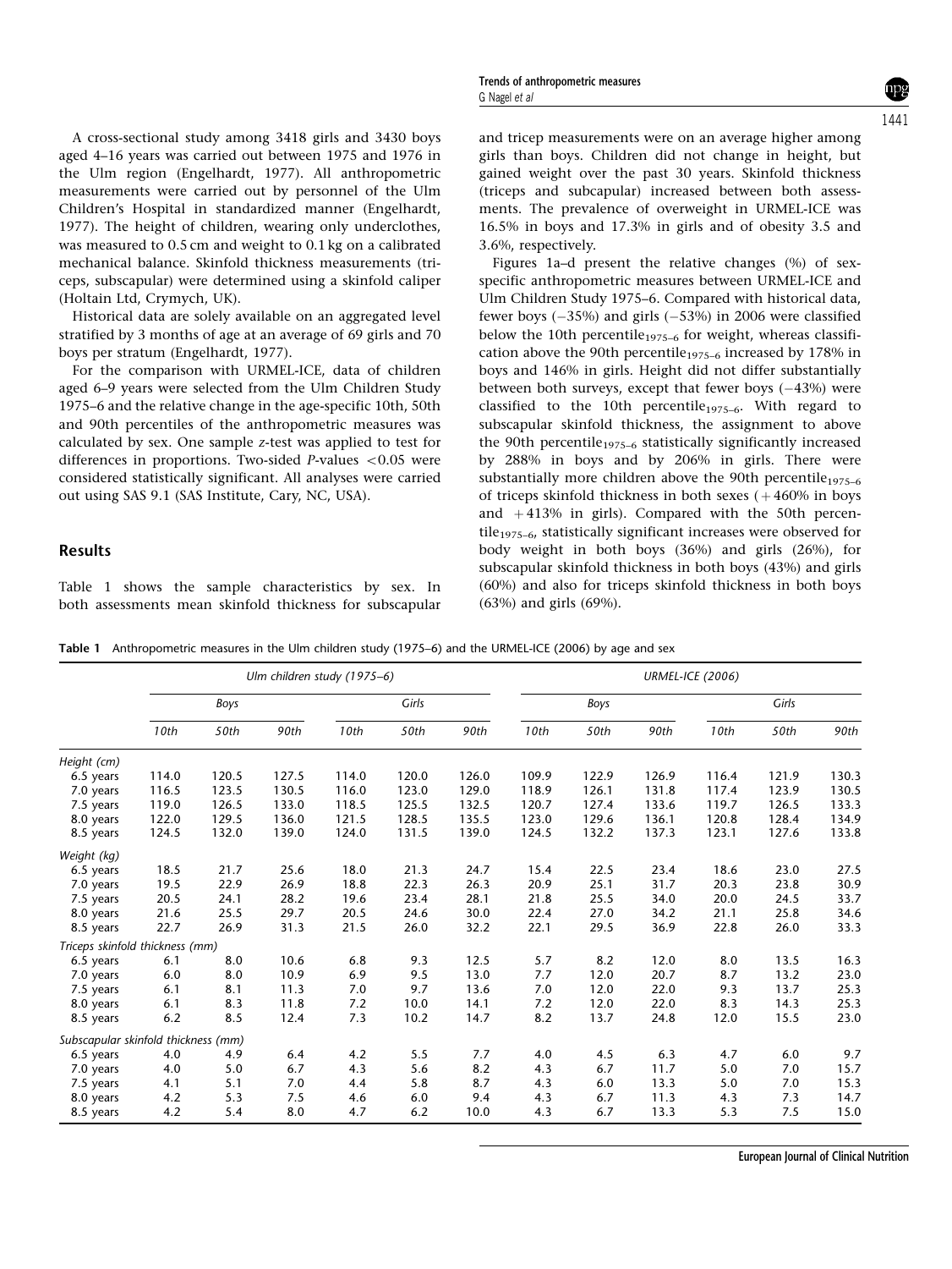A cross-sectional study among 3418 girls and 3430 boys aged 4–16 years was carried out between 1975 and 1976 in the Ulm region (Engelhardt, 1977). All anthropometric measurements were carried out by personnel of the Ulm Children's Hospital in standardized manner (Engelhardt, 1977). The height of children, wearing only underclothes, was measured to 0.5 cm and weight to 0.1 kg on a calibrated mechanical balance. Skinfold thickness measurements (triceps, subscapular) were determined using a skinfold caliper (Holtain Ltd, Crymych, UK).

Historical data are solely available on an aggregated level stratified by 3 months of age at an average of 69 girls and 70 boys per stratum (Engelhardt, 1977).

For the comparison with URMEL-ICE, data of children aged 6–9 years were selected from the Ulm Children Study 1975–6 and the relative change in the age-specific 10th, 50th and 90th percentiles of the anthropometric measures was calculated by sex. One sample z-test was applied to test for differences in proportions. Two-sided P-values $<0.05$ were considered statistically significant. All analyses were carried out using SAS 9.1 (SAS Institute, Cary, NC, USA).

## Results

Table 1 shows the sample characteristics by sex. In both assessments mean skinfold thickness for subscapular and tricep measurements were on an average higher among girls than boys. Children did not change in height, but gained weight over the past 30 years. Skinfold thickness (triceps and subcapular) increased between both assessments. The prevalence of overweight in URMEL-ICE was 16.5% in boys and 17.3% in girls and of obesity 3.5 and 3.6%, respectively.

Figures 1a–d present the relative changes (%) of sex-specific anthropometric measures between URMEL-ICE and Ulm Children Study 1975–6. Compared with historical data, fewer boys (−35%) and girls (−53%) in 2006 were classified below the 10th $\text{percentile}_{1975–6}$ for weight, whereas classification above the 90th $\text{percentile}_{1975–6}$ increased by 178% in boys and 146% in girls. Height did not differ substantially between both surveys, except that fewer boys (−43%) were classified to the 10th $\text{percentile}_{1975–6}$. With regard to subscapular skinfold thickness, the assignment to above the 90th $\text{percentile}_{1975–6}$ statistically significantly increased by 288% in boys and by 206% in girls. There were substantially more children above the 90th $\text{percentile}_{1975–6}$ of triceps skinfold thickness in both sexes (+460% in boys and +413% in girls). Compared with the 50th $\text{percentile}_{1975–6}$, statistically significant increases were observed for body weight in both boys (36%) and girls (26%), for subscapular skinfold thickness in both boys (43%) and girls (60%) and also for triceps skinfold thickness in both boys (63%) and girls (69%).

**Table 1** Anthropometric measures in the Ulm children study (1975–6) and the URMEL-ICE (2006) by age and sex

| | *Ulm children study (1975–6)* | | | | | | *URMEL-ICE (2006)* | | | | | |
|---|---|---|---|---|---|---|---|---|---|---|---|---|
| | *Boys* | | | *Girls* | | | *Boys* | | | *Girls* | | |
| | *10th* | *50th* | *90th* | *10th* | *50th* | *90th* | *10th* | *50th* | *90th* | *10th* | *50th* | *90th* |
| *Height (cm)* | | | | | | | | | | | | |
| 6.5 years | 114.0 | 120.5 | 127.5 | 114.0 | 120.0 | 126.0 | 109.9 | 122.9 | 126.9 | 116.4 | 121.9 | 130.3 |
| 7.0 years | 116.5 | 123.5 | 130.5 | 116.0 | 123.0 | 129.0 | 118.9 | 126.1 | 131.8 | 117.4 | 123.9 | 130.5 |
| 7.5 years | 119.0 | 126.5 | 133.0 | 118.5 | 125.5 | 132.5 | 120.7 | 127.4 | 133.6 | 119.7 | 126.5 | 133.3 |
| 8.0 years | 122.0 | 129.5 | 136.0 | 121.5 | 128.5 | 135.5 | 123.0 | 129.6 | 136.1 | 120.8 | 128.4 | 134.9 |
| 8.5 years | 124.5 | 132.0 | 139.0 | 124.0 | 131.5 | 139.0 | 124.5 | 132.2 | 137.3 | 123.1 | 127.6 | 133.8 |
| *Weight (kg)* | | | | | | | | | | | | |
| 6.5 years | 18.5 | 21.7 | 25.6 | 18.0 | 21.3 | 24.7 | 15.4 | 22.5 | 23.4 | 18.6 | 23.0 | 27.5 |
| 7.0 years | 19.5 | 22.9 | 26.9 | 18.8 | 22.3 | 26.3 | 20.9 | 25.1 | 31.7 | 20.3 | 23.8 | 30.9 |
| 7.5 years | 20.5 | 24.1 | 28.2 | 19.6 | 23.4 | 28.1 | 21.8 | 25.5 | 34.0 | 20.0 | 24.5 | 33.7 |
| 8.0 years | 21.6 | 25.5 | 29.7 | 20.5 | 24.6 | 30.0 | 22.4 | 27.0 | 34.2 | 21.1 | 25.8 | 34.6 |
| 8.5 years | 22.7 | 26.9 | 31.3 | 21.5 | 26.0 | 32.2 | 22.1 | 29.5 | 36.9 | 22.8 | 26.0 | 33.3 |
| *Triceps skinfold thickness (mm)* | | | | | | | | | | | | |
| 6.5 years | 6.1 | 8.0 | 10.6 | 6.8 | 9.3 | 12.5 | 5.7 | 8.2 | 12.0 | 8.0 | 13.5 | 16.3 |
| 7.0 years | 6.0 | 8.0 | 10.9 | 6.9 | 9.5 | 13.0 | 7.7 | 12.0 | 20.7 | 8.7 | 13.2 | 23.0 |
| 7.5 years | 6.1 | 8.1 | 11.3 | 7.0 | 9.7 | 13.6 | 7.0 | 12.0 | 22.0 | 9.3 | 13.7 | 25.3 |
| 8.0 years | 6.1 | 8.3 | 11.8 | 7.2 | 10.0 | 14.1 | 7.2 | 12.0 | 22.0 | 8.3 | 14.3 | 25.3 |
| 8.5 years | 6.2 | 8.5 | 12.4 | 7.3 | 10.2 | 14.7 | 8.2 | 13.7 | 24.8 | 12.0 | 15.5 | 23.0 |
| *Subscapular skinfold thickness (mm)* | | | | | | | | | | | | |
| 6.5 years | 4.0 | 4.9 | 6.4 | 4.2 | 5.5 | 7.7 | 4.0 | 4.5 | 6.3 | 4.7 | 6.0 | 9.7 |
| 7.0 years | 4.0 | 5.0 | 6.7 | 4.3 | 5.6 | 8.2 | 4.3 | 6.7 | 11.7 | 5.0 | 7.0 | 15.7 |
| 7.5 years | 4.1 | 5.1 | 7.0 | 4.4 | 5.8 | 8.7 | 4.3 | 6.0 | 13.3 | 5.0 | 7.0 | 15.3 |
| 8.0 years | 4.2 | 5.3 | 7.5 | 4.6 | 6.0 | 9.4 | 4.3 | 6.7 | 11.3 | 4.3 | 7.3 | 14.7 |
| 8.5 years | 4.2 | 5.4 | 8.0 | 4.7 | 6.2 | 10.0 | 4.3 | 6.7 | 13.3 | 5.3 | 7.5 | 15.0 |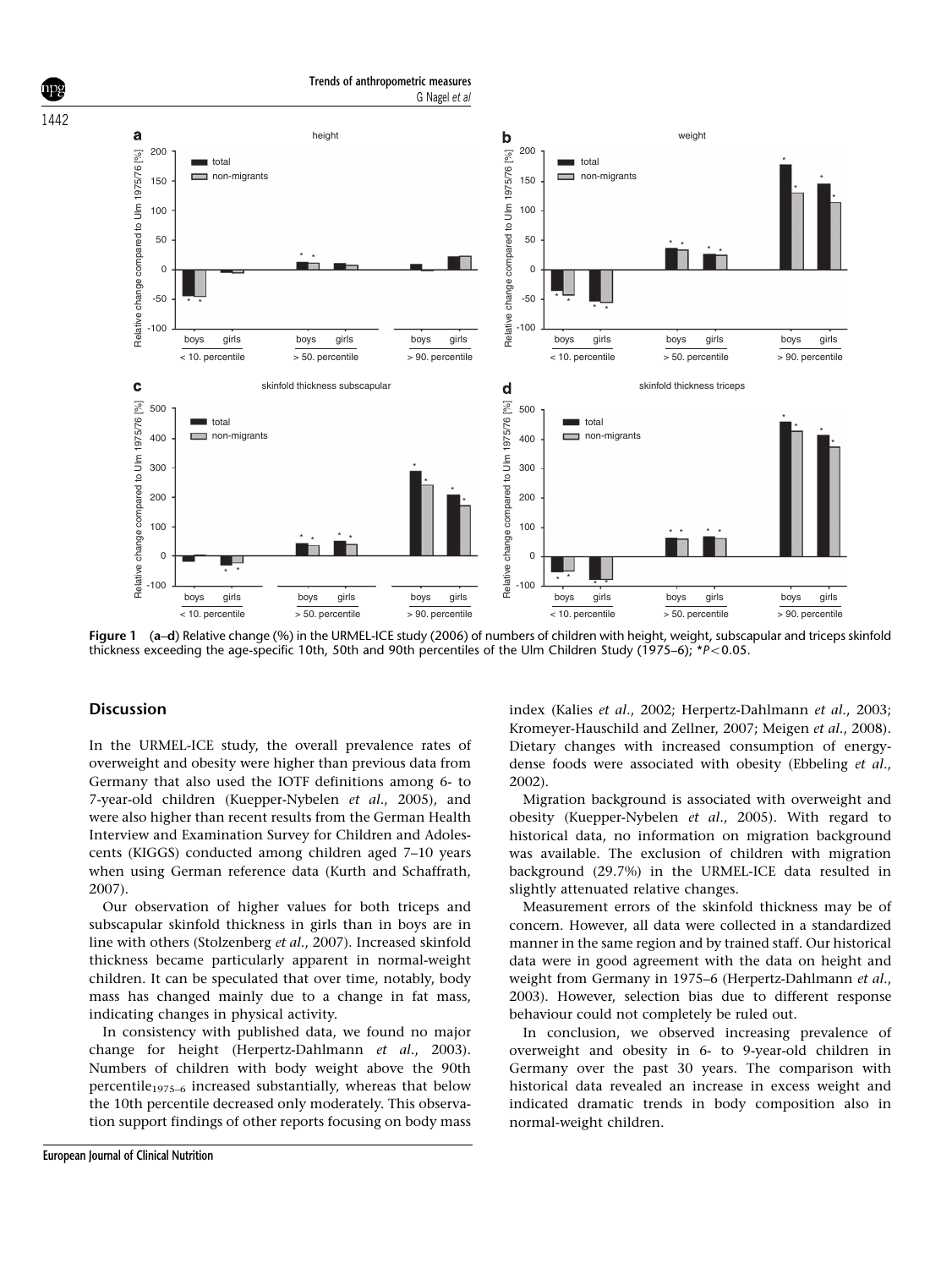**Figure 1** (**a**–**d**) Relative change (%) in the URMEL-ICE study (2006) of numbers of children with height, weight, subscapular and triceps skinfold thickness exceeding the age-specific 10th, 50th and 90th percentiles of the Ulm Children Study (1975–6); *$P<0.05$.

## Discussion

In the URMEL-ICE study, the overall prevalence rates of overweight and obesity were higher than previous data from Germany that also used the IOTF definitions among 6- to 7-year-old children (Kuepper-Nybelen *et al*., 2005), and were also higher than recent results from the German Health Interview and Examination Survey for Children and Adolescents (KIGGS) conducted among children aged 7–10 years when using German reference data (Kurth and Schaffrath, 2007).

Our observation of higher values for both triceps and subscapular skinfold thickness in girls than in boys are in line with others (Stolzenberg *et al*., 2007). Increased skinfold thickness became particularly apparent in normal-weight children. It can be speculated that over time, notably, body mass has changed mainly due to a change in fat mass, indicating changes in physical activity.

In consistency with published data, we found no major change for height (Herpertz-Dahlmann *et al*., 2003). Numbers of children with body weight above the 90th percentile$_{1975–6}$ increased substantially, whereas that below the 10th percentile decreased only moderately. This observation support findings of other reports focusing on body mass index (Kalies *et al*., 2002; Herpertz-Dahlmann *et al*., 2003; Kromeyer-Hauschild and Zellner, 2007; Meigen *et al*., 2008). Dietary changes with increased consumption of energy-dense foods were associated with obesity (Ebbeling *et al*., 2002).

Migration background is associated with overweight and obesity (Kuepper-Nybelen *et al*., 2005). With regard to historical data, no information on migration background was available. The exclusion of children with migration background (29.7%) in the URMEL-ICE data resulted in slightly attenuated relative changes.

Measurement errors of the skinfold thickness may be of concern. However, all data were collected in a standardized manner in the same region and by trained staff. Our historical data were in good agreement with the data on height and weight from Germany in 1975–6 (Herpertz-Dahlmann *et al*., 2003). However, selection bias due to different response behaviour could not completely be ruled out.

In conclusion, we observed increasing prevalence of overweight and obesity in 6- to 9-year-old children in Germany over the past 30 years. The comparison with historical data revealed an increase in excess weight and indicated dramatic trends in body composition also in normal-weight children.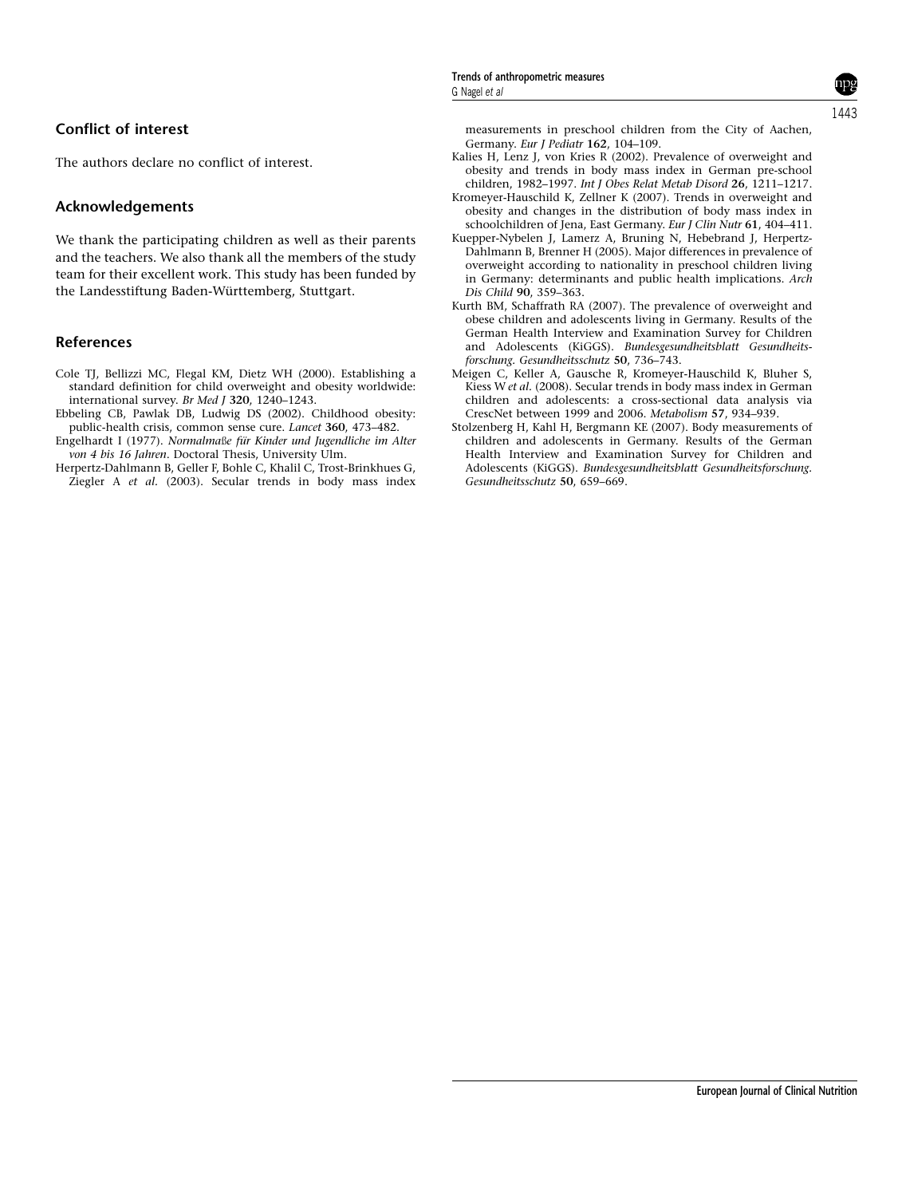## Conflict of interest

The authors declare no conflict of interest.

## Acknowledgements

We thank the participating children as well as their parents and the teachers. We also thank all the members of the study team for their excellent work. This study has been funded by the Landesstiftung Baden-Württemberg, Stuttgart.

## References

Cole TJ, Bellizzi MC, Flegal KM, Dietz WH (2000). Establishing a standard definition for child overweight and obesity worldwide: international survey. *Br Med J* **320**, 1240–1243.

Ebbeling CB, Pawlak DB, Ludwig DS (2002). Childhood obesity: public-health crisis, common sense cure. *Lancet* **360**, 473–482.

Engelhardt I (1977). *Normalmaße für Kinder und Jugendliche im Alter von 4 bis 16 Jahren*. Doctoral Thesis, University Ulm.

Herpertz-Dahlmann B, Geller F, Bohle C, Khalil C, Trost-Brinkhues G, Ziegler A *et al*. (2003). Secular trends in body mass index measurements in preschool children from the City of Aachen, Germany. *Eur J Pediatr* **162**, 104–109.

Kalies H, Lenz J, von Kries R (2002). Prevalence of overweight and obesity and trends in body mass index in German pre-school children, 1982–1997. *Int J Obes Relat Metab Disord* **26**, 1211–1217.

Kromeyer-Hauschild K, Zellner K (2007). Trends in overweight and obesity and changes in the distribution of body mass index in schoolchildren of Jena, East Germany. *Eur J Clin Nutr* **61**, 404–411.

Kuepper-Nybelen J, Lamerz A, Bruning N, Hebebrand J, Herpertz-Dahlmann B, Brenner H (2005). Major differences in prevalence of overweight according to nationality in preschool children living in Germany: determinants and public health implications. *Arch Dis Child* **90**, 359–363.

Kurth BM, Schaffrath RA (2007). The prevalence of overweight and obese children and adolescents living in Germany. Results of the German Health Interview and Examination Survey for Children and Adolescents (KiGGS). *Bundesgesundheitsblatt Gesundheitsforschung. Gesundheitsschutz* **50**, 736–743.

Meigen C, Keller A, Gausche R, Kromeyer-Hauschild K, Bluher S, Kiess W *et al*. (2008). Secular trends in body mass index in German children and adolescents: a cross-sectional data analysis via CrescNet between 1999 and 2006. *Metabolism* **57**, 934–939.

Stolzenberg H, Kahl H, Bergmann KE (2007). Body measurements of children and adolescents in Germany. Results of the German Health Interview and Examination Survey for Children and Adolescents (KiGGS). *Bundesgesundheitsblatt Gesundheitsforschung. Gesundheitsschutz* **50**, 659–669.